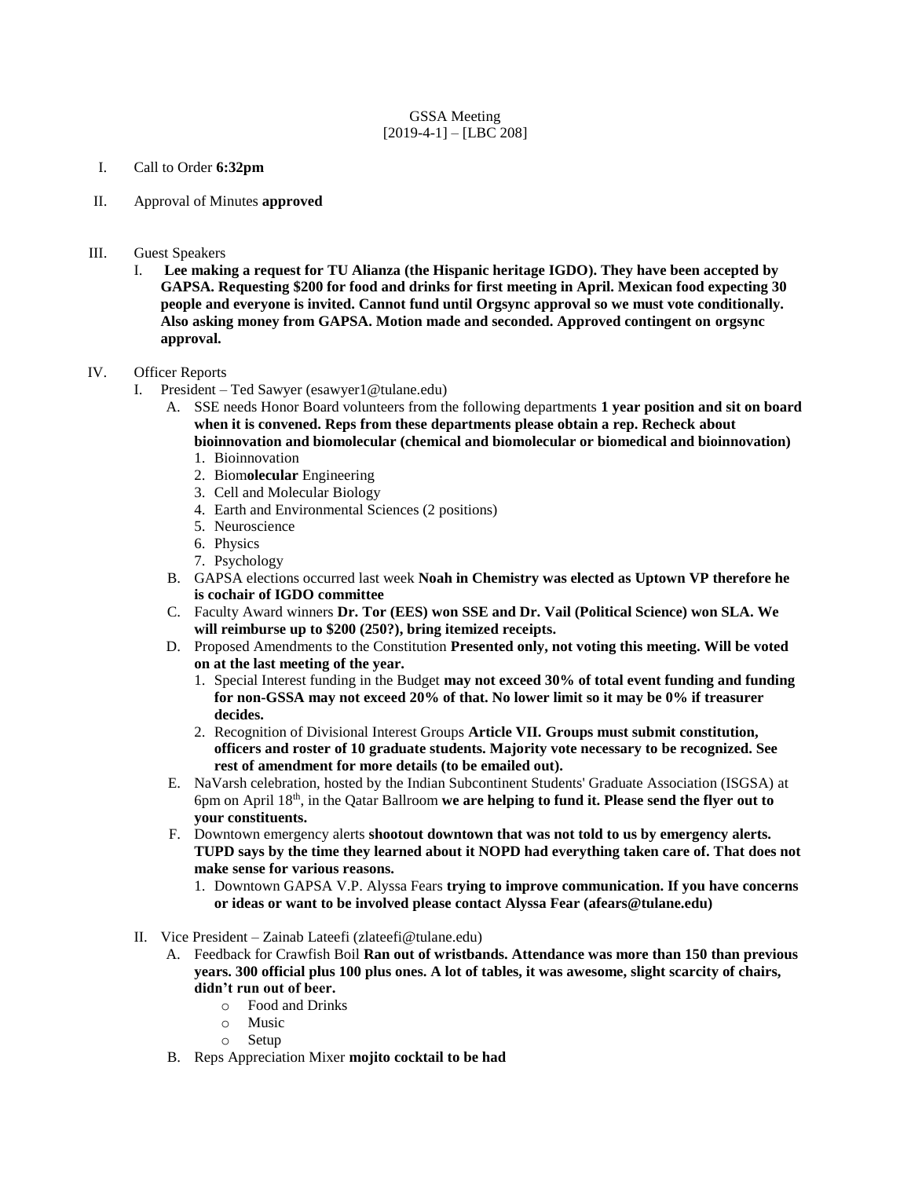GSSA Meeting
[2019-4-1] – [LBC 208]

I. Call to Order **6:32pm**

II. Approval of Minutes **approved**

III. Guest Speakers
   I. **Lee making a request for TU Alianza (the Hispanic heritage IGDO). They have been accepted by GAPSA. Requesting $200 for food and drinks for first meeting in April. Mexican food expecting 30 people and everyone is invited. Cannot fund until Orgsync approval so we must vote conditionally. Also asking money from GAPSA. Motion made and seconded. Approved contingent on orgsync approval.**

IV. Officer Reports
   I. President – Ted Sawyer (esawyer1@tulane.edu)
      A. SSE needs Honor Board volunteers from the following departments **1 year position and sit on board when it is convened. Reps from these departments please obtain a rep. Recheck about bioinnovation and biomolecular (chemical and biomolecular or biomedical and bioinnovation)**
         1. Bioinnovation
         2. Biom**olecular** Engineering
         3. Cell and Molecular Biology
         4. Earth and Environmental Sciences (2 positions)
         5. Neuroscience
         6. Physics
         7. Psychology
      B. GAPSA elections occurred last week **Noah in Chemistry was elected as Uptown VP therefore he is cochair of IGDO committee**
      C. Faculty Award winners **Dr. Tor (EES) won SSE and Dr. Vail (Political Science) won SLA. We will reimburse up to $200 (250?), bring itemized receipts.**
      D. Proposed Amendments to the Constitution **Presented only, not voting this meeting. Will be voted on at the last meeting of the year.**
         1. Special Interest funding in the Budget **may not exceed 30% of total event funding and funding for non-GSSA may not exceed 20% of that. No lower limit so it may be 0% if treasurer decides.**
         2. Recognition of Divisional Interest Groups **Article VII. Groups must submit constitution, officers and roster of 10 graduate students. Majority vote necessary to be recognized. See rest of amendment for more details (to be emailed out).**
      E. NaVarsh celebration, hosted by the Indian Subcontinent Students' Graduate Association (ISGSA) at 6pm on April 18th, in the Qatar Ballroom **we are helping to fund it. Please send the flyer out to your constituents.**
      F. Downtown emergency alerts **shootout downtown that was not told to us by emergency alerts. TUPD says by the time they learned about it NOPD had everything taken care of. That does not make sense for various reasons.**
         1. Downtown GAPSA V.P. Alyssa Fears **trying to improve communication. If you have concerns or ideas or want to be involved please contact Alyssa Fear (afears@tulane.edu)**

   II. Vice President – Zainab Lateefi (zlateefi@tulane.edu)
      A. Feedback for Crawfish Boil **Ran out of wristbands. Attendance was more than 150 than previous years. 300 official plus 100 plus ones. A lot of tables, it was awesome, slight scarcity of chairs, didn't run out of beer.**
         - Food and Drinks
         - Music
         - Setup
      B. Reps Appreciation Mixer **mojito cocktail to be had**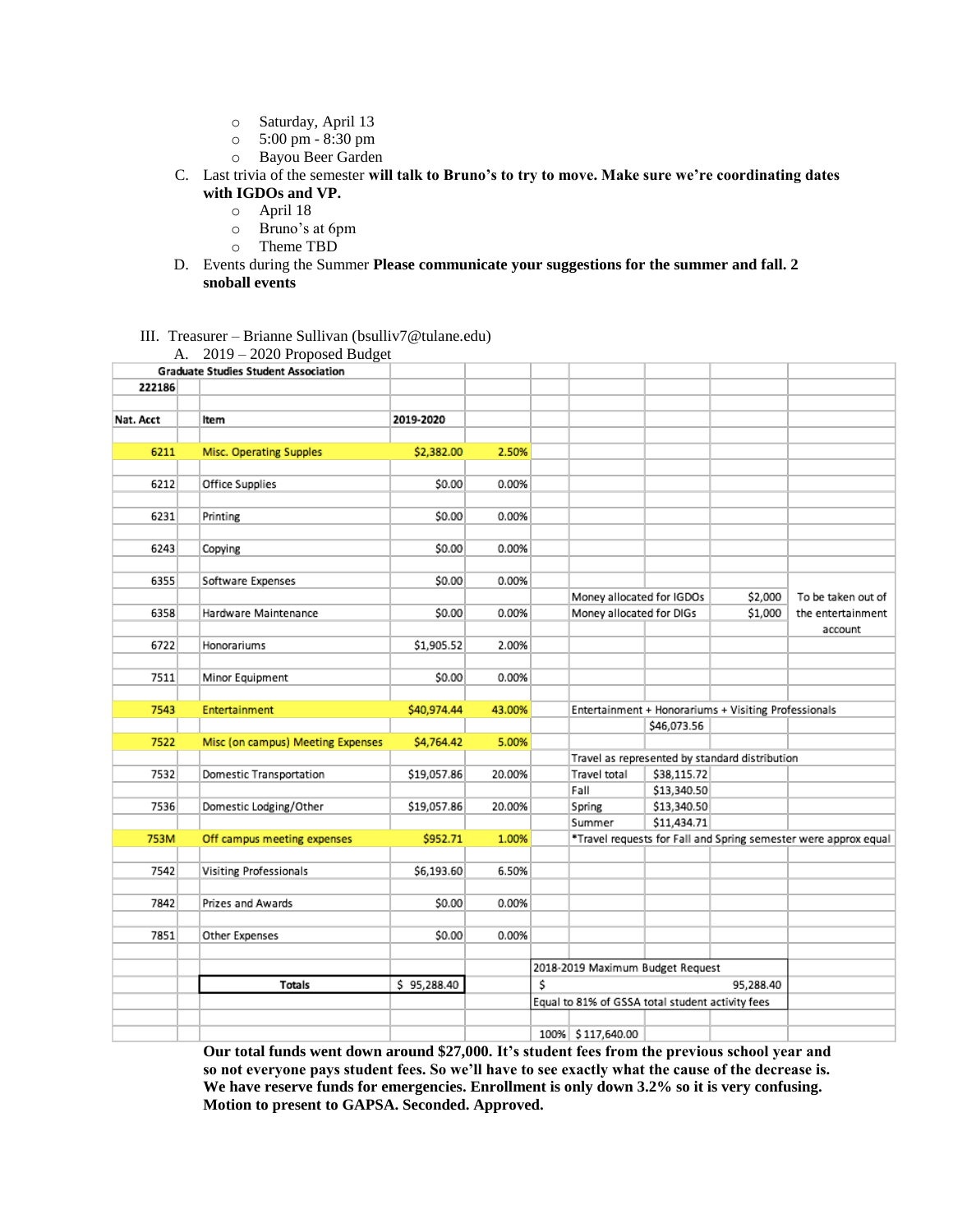- Saturday, April 13
- 5:00 pm - 8:30 pm
- Bayou Beer Garden

C. Last trivia of the semester **will talk to Bruno's to try to move. Make sure we're coordinating dates with IGDOs and VP.**

- April 18
- Bruno's at 6pm
- Theme TBD

D. Events during the Summer **Please communicate your suggestions for the summer and fall. 2 snoball events**

III. Treasurer – Brianne Sullivan (bsulliv7@tulane.edu)

A. 2019 – 2020 Proposed Budget

| Graduate Studies Student Association | | | | | | | | |
|---|---|---|---|---|---|---|---|---|
| 222186 | | | | | | | | |
| Nat. Acct | Item | 2019-2020 | | | | | | |
| 6211 | Misc. Operating Supples | $2,382.00 | 2.50% | | | | | |
| 6212 | Office Supplies | $0.00 | 0.00% | | | | | |
| 6231 | Printing | $0.00 | 0.00% | | | | | |
| 6243 | Copying | $0.00 | 0.00% | | | | | |
| 6355 | Software Expenses | $0.00 | 0.00% | | | | | |
| | | | | | Money allocated for IGDOs | | $2,000 | To be taken out of |
| 6358 | Hardware Maintenance | $0.00 | 0.00% | | Money allocated for DIGs | | $1,000 | the entertainment |
| | | | | | | | | account |
| 6722 | Honorariums | $1,905.52 | 2.00% | | | | | |
| 7511 | Minor Equipment | $0.00 | 0.00% | | | | | |
| 7543 | Entertainment | $40,974.44 | 43.00% | | Entertainment + Honorariums + Visiting Professionals | | | |
| | | | | | | $46,073.56 | | |
| 7522 | Misc (on campus) Meeting Expenses | $4,764.42 | 5.00% | | | | | |
| | | | | | Travel as represented by standard distribution | | | |
| 7532 | Domestic Transportation | $19,057.86 | 20.00% | | Travel total | $38,115.72 | | |
| | | | | | Fall | $13,340.50 | | |
| 7536 | Domestic Lodging/Other | $19,057.86 | 20.00% | | Spring | $13,340.50 | | |
| | | | | | Summer | $11,434.71 | | |
| 753M | Off campus meeting expenses | $952.71 | 1.00% | | *Travel requests for Fall and Spring semester were approx equal | | | |
| 7542 | Visiting Professionals | $6,193.60 | 6.50% | | | | | |
| 7842 | Prizes and Awards | $0.00 | 0.00% | | | | | |
| 7851 | Other Expenses | $0.00 | 0.00% | | | | | |
| | | | | 2018-2019 Maximum Budget Request | | | | |
| | Totals | $ 95,288.40 | | $ | | | 95,288.40 | |
| | | | | Equal to 81% of GSSA total student activity fees | | | | |
| | | | | 100% | $ 117,640.00 | | | |

**Our total funds went down around $27,000. It's student fees from the previous school year and so not everyone pays student fees. So we'll have to see exactly what the cause of the decrease is. We have reserve funds for emergencies. Enrollment is only down 3.2% so it is very confusing. Motion to present to GAPSA. Seconded. Approved.**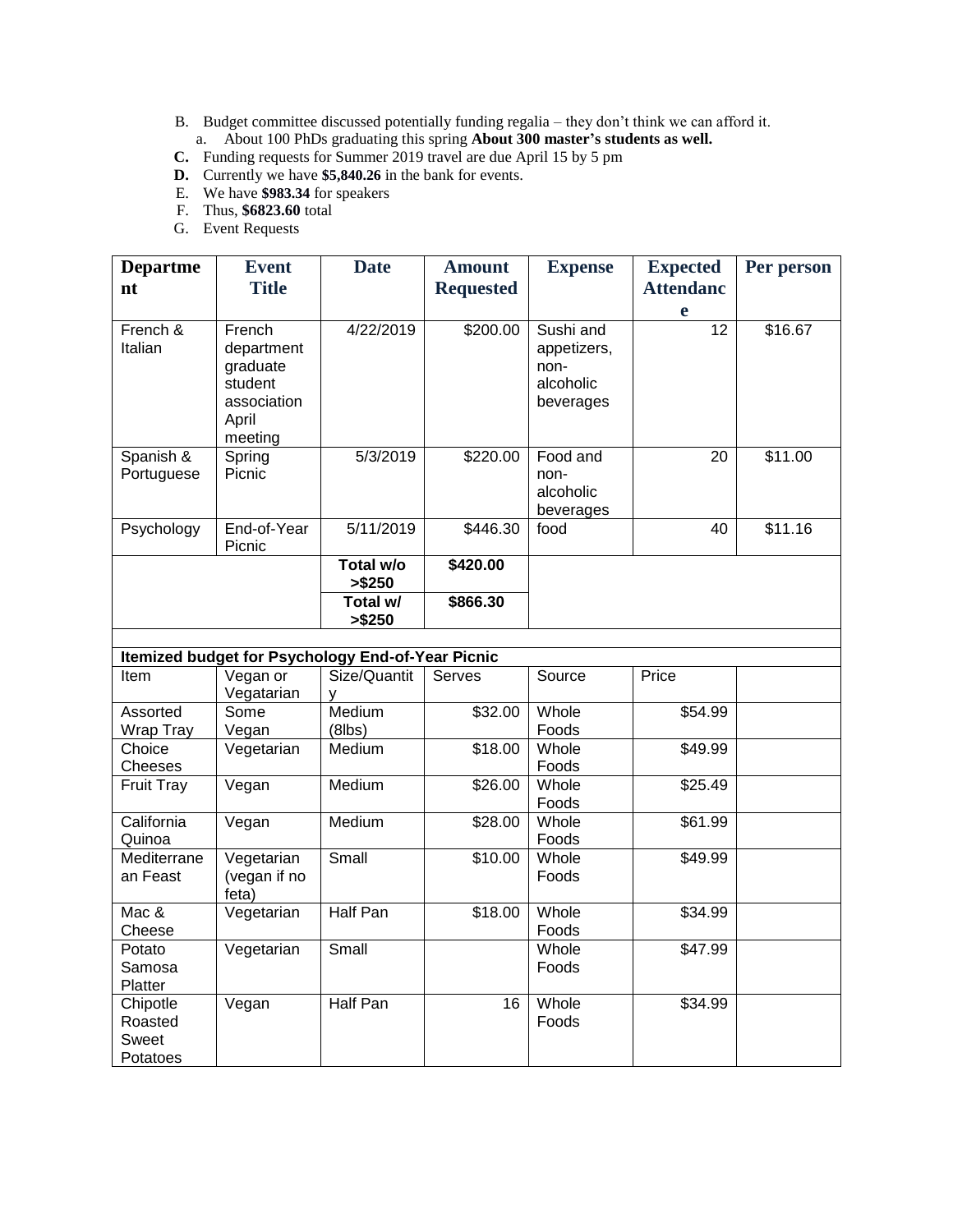B. Budget committee discussed potentially funding regalia – they don't think we can afford it.
   a. About 100 PhDs graduating this spring **About 300 master's students as well.**

**C.** Funding requests for Summer 2019 travel are due April 15 by 5 pm

**D.** Currently we have **$5,840.26** in the bank for events.

E. We have **$983.34** for speakers

F. Thus, **$6823.60** total

G. Event Requests

| Department | Event Title | Date | Amount Requested | Expense | Expected Attendance | Per person |
|---|---|---|---|---|---|---|
| French & Italian | French department graduate student association April meeting | 4/22/2019 | $200.00 | Sushi and appetizers, non-alcoholic beverages | 12 | $16.67 |
| Spanish & Portuguese | Spring Picnic | 5/3/2019 | $220.00 | Food and non-alcoholic beverages | 20 | $11.00 |
| Psychology | End-of-Year Picnic | 5/11/2019 | $446.30 | food | 40 | $11.16 |
| | | **Total w/o >$250** | **$420.00** | | | |
| | | **Total w/ >$250** | **$866.30** | | | |
| | | | | | | |
| **Itemized budget for Psychology End-of-Year Picnic** | | | | | | |
| Item | Vegan or Vegatarian | Size/Quantity | Serves | Source | Price | |
| Assorted Wrap Tray | Some Vegan | Medium (8lbs) | $32.00 | Whole Foods | $54.99 | |
| Choice Cheeses | Vegetarian | Medium | $18.00 | Whole Foods | $49.99 | |
| Fruit Tray | Vegan | Medium | $26.00 | Whole Foods | $25.49 | |
| California Quinoa | Vegan | Medium | $28.00 | Whole Foods | $61.99 | |
| Mediterranean Feast | Vegetarian (vegan if no feta) | Small | $10.00 | Whole Foods | $49.99 | |
| Mac & Cheese | Vegetarian | Half Pan | $18.00 | Whole Foods | $34.99 | |
| Potato Samosa Platter | Vegetarian | Small | | Whole Foods | $47.99 | |
| Chipotle Roasted Sweet Potatoes | Vegan | Half Pan | 16 | Whole Foods | $34.99 | |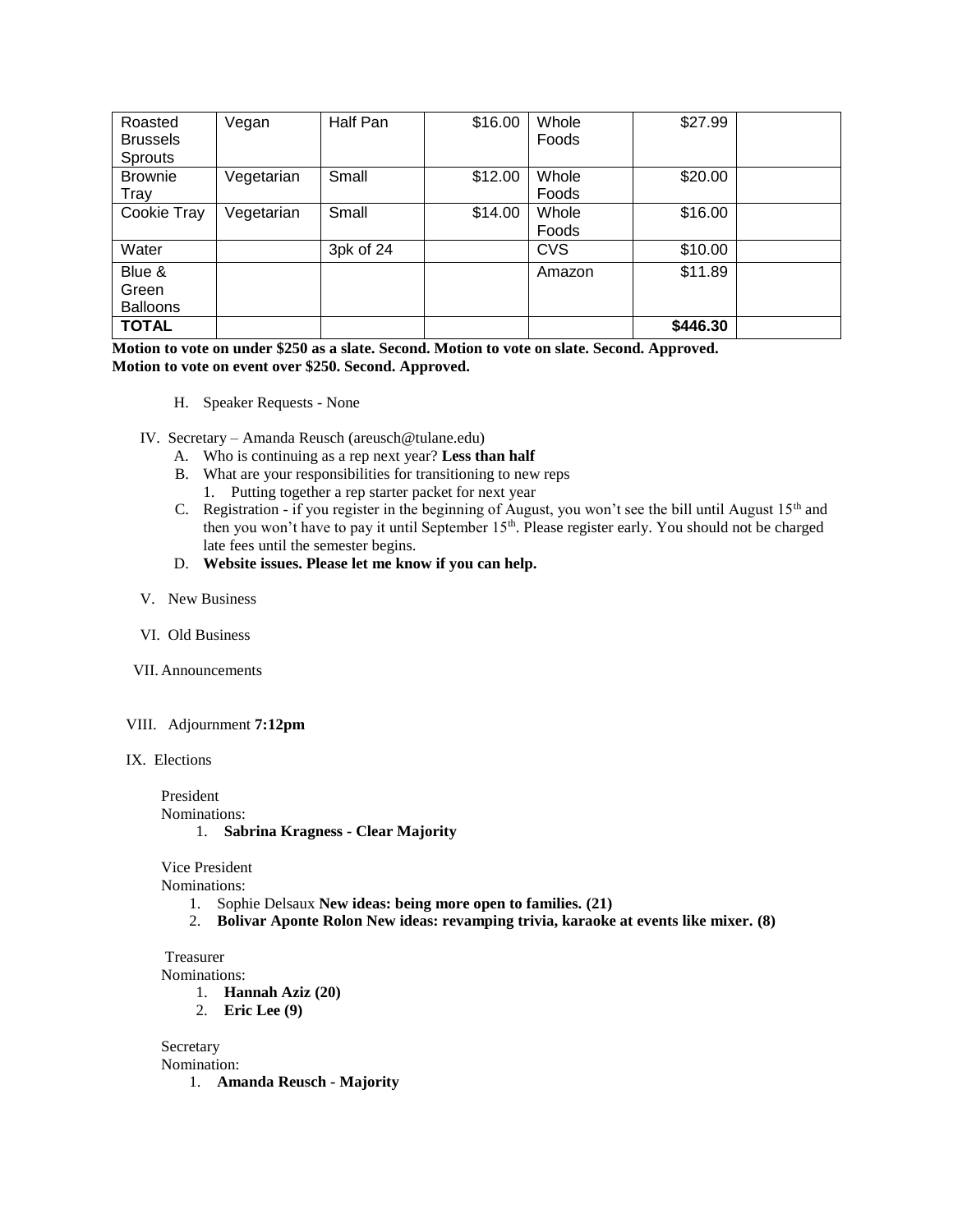| | | | | | | |
|---|---|---|---|---|---|---|
| Roasted Brussels Sprouts | Vegan | Half Pan | $16.00 | Whole Foods | $27.99 | |
| Brownie Tray | Vegetarian | Small | $12.00 | Whole Foods | $20.00 | |
| Cookie Tray | Vegetarian | Small | $14.00 | Whole Foods | $16.00 | |
| Water | | 3pk of 24 | | CVS | $10.00 | |
| Blue & Green Balloons | | | | Amazon | $11.89 | |
| **TOTAL** | | | | | **$446.30** | |

**Motion to vote on under $250 as a slate. Second. Motion to vote on slate. Second. Approved.**
**Motion to vote on event over $250. Second. Approved.**

H. Speaker Requests - None

IV. Secretary – Amanda Reusch (areusch@tulane.edu)

A. Who is continuing as a rep next year? **Less than half**

B. What are your responsibilities for transitioning to new reps

1. Putting together a rep starter packet for next year

C. Registration - if you register in the beginning of August, you won't see the bill until August 15th and then you won't have to pay it until September 15th. Please register early. You should not be charged late fees until the semester begins.

D. **Website issues. Please let me know if you can help.**

V. New Business

VI. Old Business

VII. Announcements

VIII. Adjournment **7:12pm**

IX. Elections

President
Nominations:

1. **Sabrina Kragness - Clear Majority**

Vice President
Nominations:

1. Sophie Delsaux **New ideas: being more open to families. (21)**
2. **Bolivar Aponte Rolon New ideas: revamping trivia, karaoke at events like mixer. (8)**

Treasurer
Nominations:

1. **Hannah Aziz (20)**
2. **Eric Lee (9)**

Secretary
Nomination:

1. **Amanda Reusch - Majority**